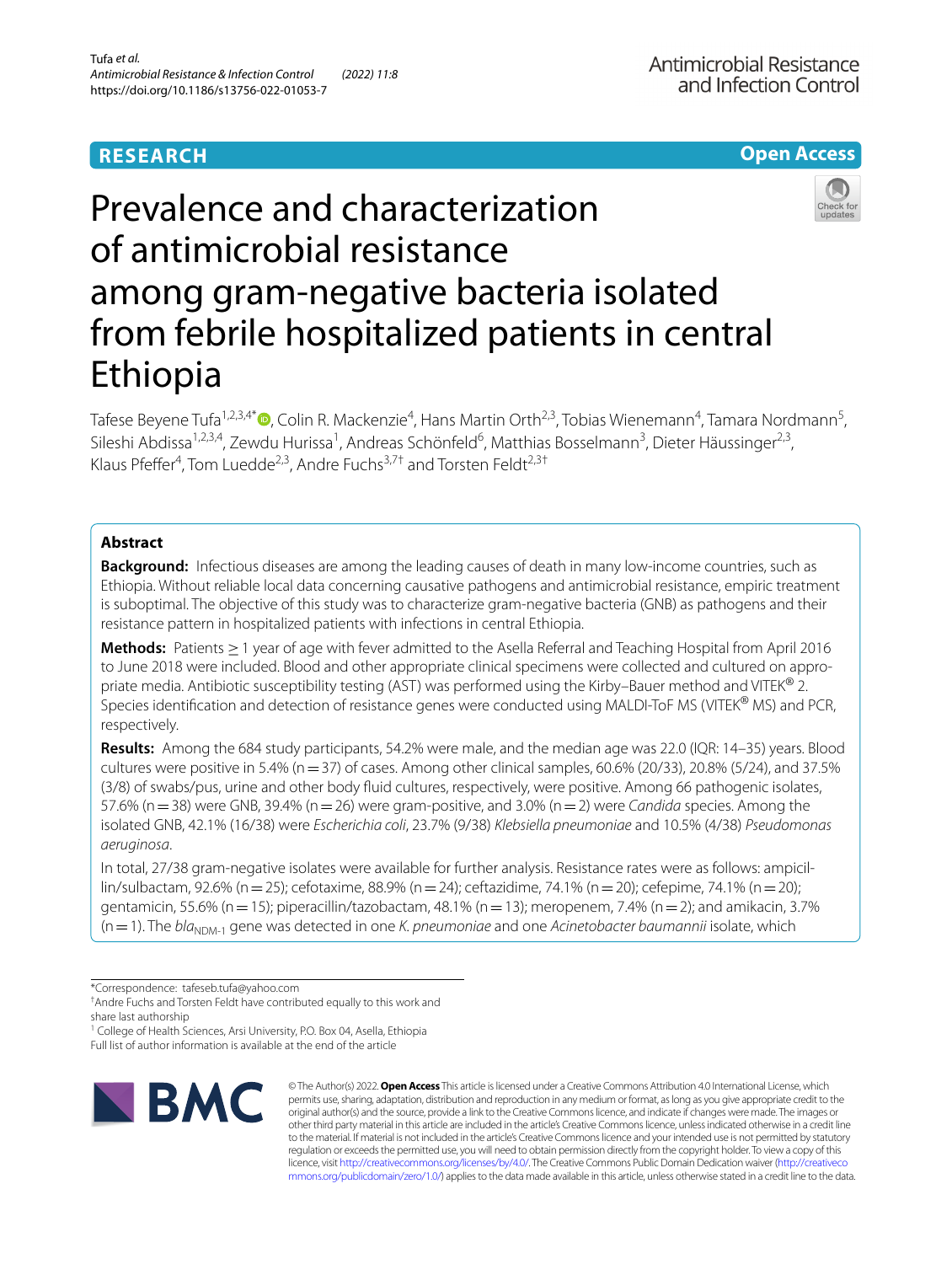**RESEARCH** **Open Access**

# Prevalence and characterization of antimicrobial resistance among gram-negative bacteria isolated from febrile hospitalized patients in central Ethiopia

Tafese Beyene Tufa[1,2,3,4*], Colin R. Mackenzie[4], Hans Martin Orth[2,3], Tobias Wienemann[4], Tamara Nordmann[5], Sileshi Abdissa[1,2,3,4], Zewdu Hurissa[1], Andreas Schönfeld[6], Matthias Bosselmann[3], Dieter Häussinger[2,3], Klaus Pfeffer[4], Tom Luedde[2,3], Andre Fuchs[3,7†] and Torsten Feldt[2,3†]

## Abstract

**Background:** Infectious diseases are among the leading causes of death in many low-income countries, such as Ethiopia. Without reliable local data concerning causative pathogens and antimicrobial resistance, empiric treatment is suboptimal. The objective of this study was to characterize gram-negative bacteria (GNB) as pathogens and their resistance pattern in hospitalized patients with infections in central Ethiopia.

**Methods:** Patients ≥ 1 year of age with fever admitted to the Asella Referral and Teaching Hospital from April 2016 to June 2018 were included. Blood and other appropriate clinical specimens were collected and cultured on appropriate media. Antibiotic susceptibility testing (AST) was performed using the Kirby–Bauer method and VITEK® 2. Species identification and detection of resistance genes were conducted using MALDI-ToF MS (VITEK® MS) and PCR, respectively.

**Results:** Among the 684 study participants, 54.2% were male, and the median age was 22.0 (IQR: 14–35) years. Blood cultures were positive in 5.4% (n = 37) of cases. Among other clinical samples, 60.6% (20/33), 20.8% (5/24), and 37.5% (3/8) of swabs/pus, urine and other body fluid cultures, respectively, were positive. Among 66 pathogenic isolates, 57.6% (n = 38) were GNB, 39.4% (n = 26) were gram-positive, and 3.0% (n = 2) were *Candida* species. Among the isolated GNB, 42.1% (16/38) were *Escherichia coli*, 23.7% (9/38) *Klebsiella pneumoniae* and 10.5% (4/38) *Pseudomonas aeruginosa*.

In total, 27/38 gram-negative isolates were available for further analysis. Resistance rates were as follows: ampicillin/sulbactam, 92.6% (n = 25); cefotaxime, 88.9% (n = 24); ceftazidime, 74.1% (n = 20); cefepime, 74.1% (n = 20); gentamicin, 55.6% (n = 15); piperacillin/tazobactam, 48.1% (n = 13); meropenem, 7.4% (n = 2); and amikacin, 3.7% (n = 1). The $bla_{\text{NDM-1}}$ gene was detected in one *K. pneumoniae* and one *Acinetobacter baumannii* isolate, which

*Correspondence: tafeseb.tufa@yahoo.com
†Andre Fuchs and Torsten Feldt have contributed equally to this work and share last authorship
[1] College of Health Sciences, Arsi University, P.O. Box 04, Asella, Ethiopia
Full list of author information is available at the end of the article

© The Author(s) 2022. **Open Access** This article is licensed under a Creative Commons Attribution 4.0 International License, which permits use, sharing, adaptation, distribution and reproduction in any medium or format, as long as you give appropriate credit to the original author(s) and the source, provide a link to the Creative Commons licence, and indicate if changes were made. The images or other third party material in this article are included in the article's Creative Commons licence, unless indicated otherwise in a credit line to the material. If material is not included in the article's Creative Commons licence and your intended use is not permitted by statutory regulation or exceeds the permitted use, you will need to obtain permission directly from the copyright holder. To view a copy of this licence, visit http://creativecommons.org/licenses/by/4.0/. The Creative Commons Public Domain Dedication waiver (http://creativecommons.org/publicdomain/zero/1.0/) applies to the data made available in this article, unless otherwise stated in a credit line to the data.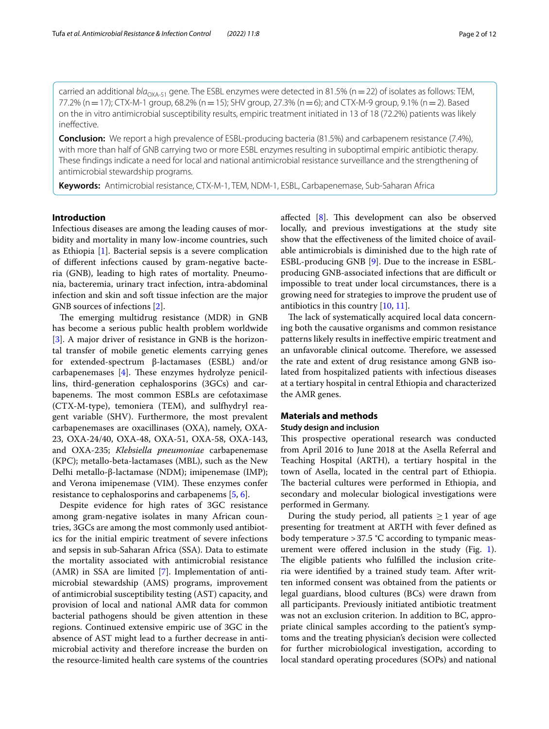carried an additional *bla*$_{OXA-51}$ gene. The ESBL enzymes were detected in 81.5% (n = 22) of isolates as follows: TEM, 77.2% (n = 17); CTX-M-1 group, 68.2% (n = 15); SHV group, 27.3% (n = 6); and CTX-M-9 group, 9.1% (n = 2). Based on the in vitro antimicrobial susceptibility results, empiric treatment initiated in 13 of 18 (72.2%) patients was likely ineffective.

**Conclusion:** We report a high prevalence of ESBL-producing bacteria (81.5%) and carbapenem resistance (7.4%), with more than half of GNB carrying two or more ESBL enzymes resulting in suboptimal empiric antibiotic therapy. These findings indicate a need for local and national antimicrobial resistance surveillance and the strengthening of antimicrobial stewardship programs.

**Keywords:** Antimicrobial resistance, CTX-M-1, TEM, NDM-1, ESBL, Carbapenemase, Sub-Saharan Africa

## Introduction

Infectious diseases are among the leading causes of morbidity and mortality in many low-income countries, such as Ethiopia [1]. Bacterial sepsis is a severe complication of different infections caused by gram-negative bacteria (GNB), leading to high rates of mortality. Pneumonia, bacteremia, urinary tract infection, intra-abdominal infection and skin and soft tissue infection are the major GNB sources of infections [2].

The emerging multidrug resistance (MDR) in GNB has become a serious public health problem worldwide [3]. A major driver of resistance in GNB is the horizontal transfer of mobile genetic elements carrying genes for extended-spectrum β-lactamases (ESBL) and/or carbapenemases [4]. These enzymes hydrolyze penicillins, third-generation cephalosporins (3GCs) and carbapenems. The most common ESBLs are cefotaximase (CTX-M-type), temoniera (TEM), and sulfhydryl reagent variable (SHV). Furthermore, the most prevalent carbapenemases are oxacillinases (OXA), namely, OXA-23, OXA-24/40, OXA-48, OXA-51, OXA-58, OXA-143, and OXA-235; *Klebsiella pneumoniae* carbapenemase (KPC); metallo-beta-lactamases (MBL), such as the New Delhi metallo-β-lactamase (NDM); imipenemase (IMP); and Verona imipenemase (VIM). These enzymes confer resistance to cephalosporins and carbapenems [5, 6].

Despite evidence for high rates of 3GC resistance among gram-negative isolates in many African countries, 3GCs are among the most commonly used antibiotics for the initial empiric treatment of severe infections and sepsis in sub-Saharan Africa (SSA). Data to estimate the mortality associated with antimicrobial resistance (AMR) in SSA are limited [7]. Implementation of antimicrobial stewardship (AMS) programs, improvement of antimicrobial susceptibility testing (AST) capacity, and provision of local and national AMR data for common bacterial pathogens should be given attention in these regions. Continued extensive empiric use of 3GC in the absence of AST might lead to a further decrease in antimicrobial activity and therefore increase the burden on the resource-limited health care systems of the countries affected [8]. This development can also be observed locally, and previous investigations at the study site show that the effectiveness of the limited choice of available antimicrobials is diminished due to the high rate of ESBL-producing GNB [9]. Due to the increase in ESBL-producing GNB-associated infections that are difficult or impossible to treat under local circumstances, there is a growing need for strategies to improve the prudent use of antibiotics in this country [10, 11].

The lack of systematically acquired local data concerning both the causative organisms and common resistance patterns likely results in ineffective empiric treatment and an unfavorable clinical outcome. Therefore, we assessed the rate and extent of drug resistance among GNB isolated from hospitalized patients with infectious diseases at a tertiary hospital in central Ethiopia and characterized the AMR genes.

## Materials and methods

### Study design and inclusion

This prospective operational research was conducted from April 2016 to June 2018 at the Asella Referral and Teaching Hospital (ARTH), a tertiary hospital in the town of Asella, located in the central part of Ethiopia. The bacterial cultures were performed in Ethiopia, and secondary and molecular biological investigations were performed in Germany.

During the study period, all patients ≥ 1 year of age presenting for treatment at ARTH with fever defined as body temperature > 37.5 °C according to tympanic measurement were offered inclusion in the study (Fig. 1). The eligible patients who fulfilled the inclusion criteria were identified by a trained study team. After written informed consent was obtained from the patients or legal guardians, blood cultures (BCs) were drawn from all participants. Previously initiated antibiotic treatment was not an exclusion criterion. In addition to BC, appropriate clinical samples according to the patient's symptoms and the treating physician's decision were collected for further microbiological investigation, according to local standard operating procedures (SOPs) and national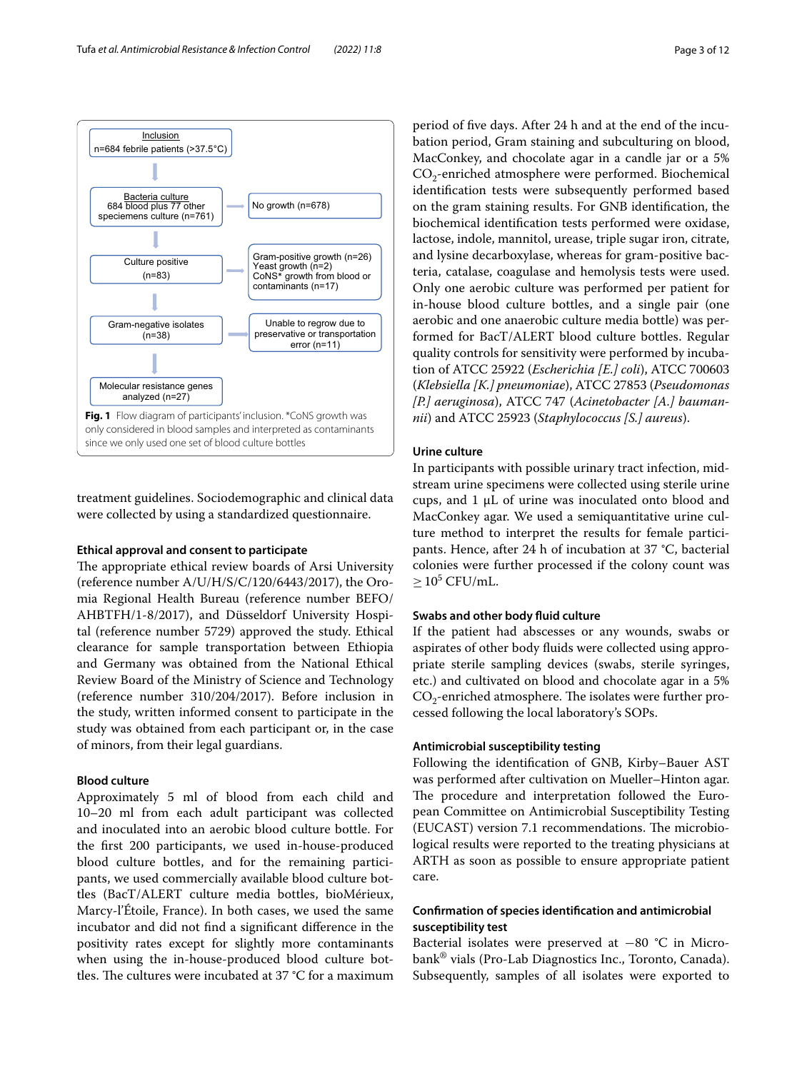Inclusion
n=684 febrile patients (>37.5°C)

Bacteria culture
684 blood plus 77 other speciemens culture (n=761)

No growth (n=678)

Culture positive
(n=83)

Gram-positive growth (n=26)
Yeast growth (n=2)
CoNS* growth from blood or contaminants (n=17)

Gram-negative isolates
(n=38)

Unable to regrow due to preservative or transportation error (n=11)

Molecular resistance genes analyzed (n=27)

**Fig. 1** Flow diagram of participants' inclusion. *CoNS growth was only considered in blood samples and interpreted as contaminants since we only used one set of blood culture bottles

treatment guidelines. Sociodemographic and clinical data were collected by using a standardized questionnaire.

### Ethical approval and consent to participate

The appropriate ethical review boards of Arsi University (reference number A/U/H/S/C/120/6443/2017), the Oromia Regional Health Bureau (reference number BEFO/AHBTFH/1-8/2017), and Düsseldorf University Hospital (reference number 5729) approved the study. Ethical clearance for sample transportation between Ethiopia and Germany was obtained from the National Ethical Review Board of the Ministry of Science and Technology (reference number 310/204/2017). Before inclusion in the study, written informed consent to participate in the study was obtained from each participant or, in the case of minors, from their legal guardians.

### Blood culture

Approximately 5 ml of blood from each child and 10–20 ml from each adult participant was collected and inoculated into an aerobic blood culture bottle. For the first 200 participants, we used in-house-produced blood culture bottles, and for the remaining participants, we used commercially available blood culture bottles (BacT/ALERT culture media bottles, bioMérieux, Marcy-l'Étoile, France). In both cases, we used the same incubator and did not find a significant difference in the positivity rates except for slightly more contaminants when using the in-house-produced blood culture bottles. The cultures were incubated at 37 °C for a maximum period of five days. After 24 h and at the end of the incubation period, Gram staining and subculturing on blood, MacConkey, and chocolate agar in a candle jar or a 5% $CO_2$-enriched atmosphere were performed. Biochemical identification tests were subsequently performed based on the gram staining results. For GNB identification, the biochemical identification tests performed were oxidase, lactose, indole, mannitol, urease, triple sugar iron, citrate, and lysine decarboxylase, whereas for gram-positive bacteria, catalase, coagulase and hemolysis tests were used. Only one aerobic culture was performed per patient for in-house blood culture bottles, and a single pair (one aerobic and one anaerobic culture media bottle) was performed for BacT/ALERT blood culture bottles. Regular quality controls for sensitivity were performed by incubation of ATCC 25922 (*Escherichia [E.] coli*), ATCC 700603 (*Klebsiella [K.] pneumoniae*), ATCC 27853 (*Pseudomonas [P.] aeruginosa*), ATCC 747 (*Acinetobacter [A.] baumannii*) and ATCC 25923 (*Staphylococcus [S.] aureus*).

### Urine culture

In participants with possible urinary tract infection, midstream urine specimens were collected using sterile urine cups, and 1 μL of urine was inoculated onto blood and MacConkey agar. We used a semiquantitative urine culture method to interpret the results for female participants. Hence, after 24 h of incubation at 37 °C, bacterial colonies were further processed if the colony count was $\geq 10^5$ CFU/mL.

### Swabs and other body fluid culture

If the patient had abscesses or any wounds, swabs or aspirates of other body fluids were collected using appropriate sterile sampling devices (swabs, sterile syringes, etc.) and cultivated on blood and chocolate agar in a 5% $CO_2$-enriched atmosphere. The isolates were further processed following the local laboratory's SOPs.

### Antimicrobial susceptibility testing

Following the identification of GNB, Kirby–Bauer AST was performed after cultivation on Mueller–Hinton agar. The procedure and interpretation followed the European Committee on Antimicrobial Susceptibility Testing (EUCAST) version 7.1 recommendations. The microbiological results were reported to the treating physicians at ARTH as soon as possible to ensure appropriate patient care.

### Confirmation of species identification and antimicrobial susceptibility test

Bacterial isolates were preserved at −80 °C in Microbank® vials (Pro-Lab Diagnostics Inc., Toronto, Canada). Subsequently, samples of all isolates were exported to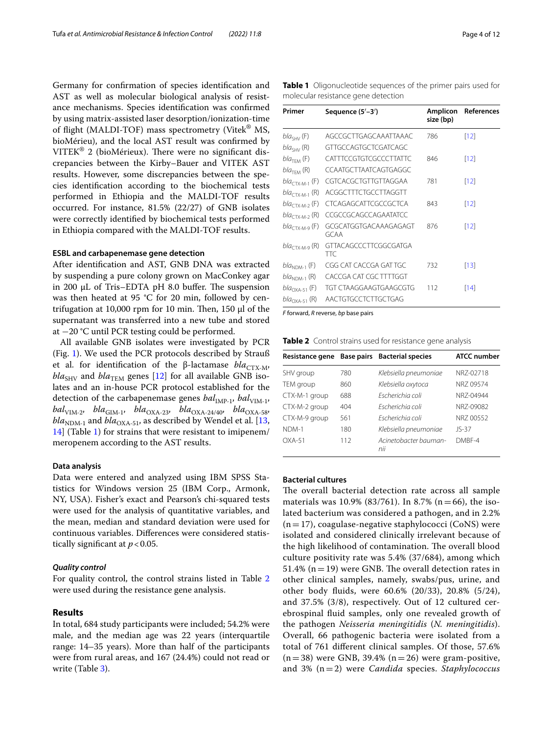Germany for confirmation of species identification and AST as well as molecular biological analysis of resistance mechanisms. Species identification was confirmed by using matrix-assisted laser desorption/ionization-time of flight (MALDI-TOF) mass spectrometry (Vitek® MS, bioMérieu), and the local AST result was confirmed by VITEK® 2 (bioMérieux). There were no significant discrepancies between the Kirby–Bauer and VITEK AST results. However, some discrepancies between the species identification according to the biochemical tests performed in Ethiopia and the MALDI-TOF results occurred. For instance, 81.5% (22/27) of GNB isolates were correctly identified by biochemical tests performed in Ethiopia compared with the MALDI-TOF results.

#### ESBL and carbapenemase gene detection

After identification and AST, GNB DNA was extracted by suspending a pure colony grown on MacConkey agar in 200 µL of Tris–EDTA pH 8.0 buffer. The suspension was then heated at 95 °C for 20 min, followed by centrifugation at 10,000 rpm for 10 min. Then, 150 µl of the supernatant was transferred into a new tube and stored at −20 °C until PCR testing could be performed.

All available GNB isolates were investigated by PCR (Fig. 1). We used the PCR protocols described by Strauß et al. for identification of the β-lactamase $bla_{CTX\text{-}M}$, $bla_{SHV}$ and $bla_{TEM}$ genes [12] for all available GNB isolates and an in-house PCR protocol established for the detection of the carbapenemase genes $bal_{IMP\text{-}1}$, $bal_{VIM\text{-}1}$, $bal_{VIM\text{-}2}$, $bla_{GIM\text{-}1}$, $bla_{OXA\text{-}23}$, $bla_{OXA\text{-}24/40}$, $bla_{OXA\text{-}58}$, $bla_{NDM\text{-}1}$ and $bla_{OXA\text{-}51}$, as described by Wendel et al. [13, 14] (Table 1) for strains that were resistant to imipenem/meropenem according to the AST results.

#### Data analysis

Data were entered and analyzed using IBM SPSS Statistics for Windows version 25 (IBM Corp., Armonk, NY, USA). Fisher's exact and Pearson's chi-squared tests were used for the analysis of quantitative variables, and the mean, median and standard deviation were used for continuous variables. Differences were considered statistically significant at $p < 0.05$.

##### *Quality control*

For quality control, the control strains listed in Table 2 were used during the resistance gene analysis.

**Table 1** Oligonucleotide sequences of the primer pairs used for molecular resistance gene detection

| Primer | Sequence (5′–3′) | Amplicon size (bp) | References |
|---|---|---|---|
| $bla_{SHV}$ (F) | AGCCGCTTGAGCAAATTAAAC | 786 | [12] |
| $bla_{SHV}$ (R) | GTTGCCAGTGCTCGATCAGC | | |
| $bla_{TEM}$ (F) | CATTTCCGTGTCGCCCTTATTC | 846 | [12] |
| $bla_{TEM}$ (R) | CCAATGCTTAATCAGTGAGGC | | |
| $bla_{CTX\text{-}M\text{-}1}$ (F) | CGTCACGCTGTTGTTAGGAA | 781 | [12] |
| $bla_{CTX\text{-}M\text{-}1}$ (R) | ACGGCTTTCTGCCTTAGGTT | | |
| $bla_{CTX\text{-}M\text{-}2}$ (F) | CTCAGAGCATTCGCCGCTCA | 843 | [12] |
| $bla_{CTX\text{-}M\text{-}2}$ (R) | CCGCCGCAGCCAGAATATCC | | |
| $bla_{CTX\text{-}M\text{-}9}$ (F) | GCGCATGGTGACAAAGAGAGT GCAA | 876 | [12] |
| $bla_{CTX\text{-}M\text{-}9}$ (R) | GTTACAGCCCTTCGGCGATGA TTC | | |
| $bla_{NDM\text{-}1}$ (F) | CGG CAT CACCGA GAT TGC | 732 | [13] |
| $bla_{NDM\text{-}1}$ (R) | CACCGA CAT CGC TTTTGGT | | |
| $bla_{OXA\text{-}51}$ (F) | TGT CTAAGGAAGTGAAGCGTG | 112 | [14] |
| $bla_{OXA\text{-}51}$ (R) | AACTGTGCCTCTTGCTGAG | | |

*F* forward, *R* reverse, *bp* base pairs

**Table 2** Control strains used for resistance gene analysis

| Resistance gene | Base pairs | Bacterial species | ATCC number |
|---|---|---|---|
| SHV group | 780 | *Klebsiella pneumoniae* | NRZ-02718 |
| TEM group | 860 | *Klebsiella oxytoca* | NRZ 09574 |
| CTX-M-1 group | 688 | *Escherichia coli* | NRZ-04944 |
| CTX-M-2 group | 404 | *Escherichia coli* | NRZ-09082 |
| CTX-M-9 group | 561 | *Escherichia coli* | NRZ 00552 |
| NDM-1 | 180 | *Klebsiella pneumoniae* | JS-37 |
| OXA-51 | 112 | *Acinetobacter baumannii* | DMBF-4 |

## Results

In total, 684 study participants were included; 54.2% were male, and the median age was 22 years (interquartile range: 14–35 years). More than half of the participants were from rural areas, and 167 (24.4%) could not read or write (Table 3).

#### Bacterial cultures

The overall bacterial detection rate across all sample materials was 10.9% (83/761). In 8.7% (n = 66), the isolated bacterium was considered a pathogen, and in 2.2% (n = 17), coagulase-negative staphylococci (CoNS) were isolated and considered clinically irrelevant because of the high likelihood of contamination. The overall blood culture positivity rate was 5.4% (37/684), among which 51.4% (n = 19) were GNB. The overall detection rates in other clinical samples, namely, swabs/pus, urine, and other body fluids, were 60.6% (20/33), 20.8% (5/24), and 37.5% (3/8), respectively. Out of 12 cultured cerebrospinal fluid samples, only one revealed growth of the pathogen *Neisseria meningitidis* (*N. meningitidis*). Overall, 66 pathogenic bacteria were isolated from a total of 761 different clinical samples. Of those, 57.6% (n = 38) were GNB, 39.4% (n = 26) were gram-positive, and 3% (n = 2) were *Candida* species. *Staphylococcus*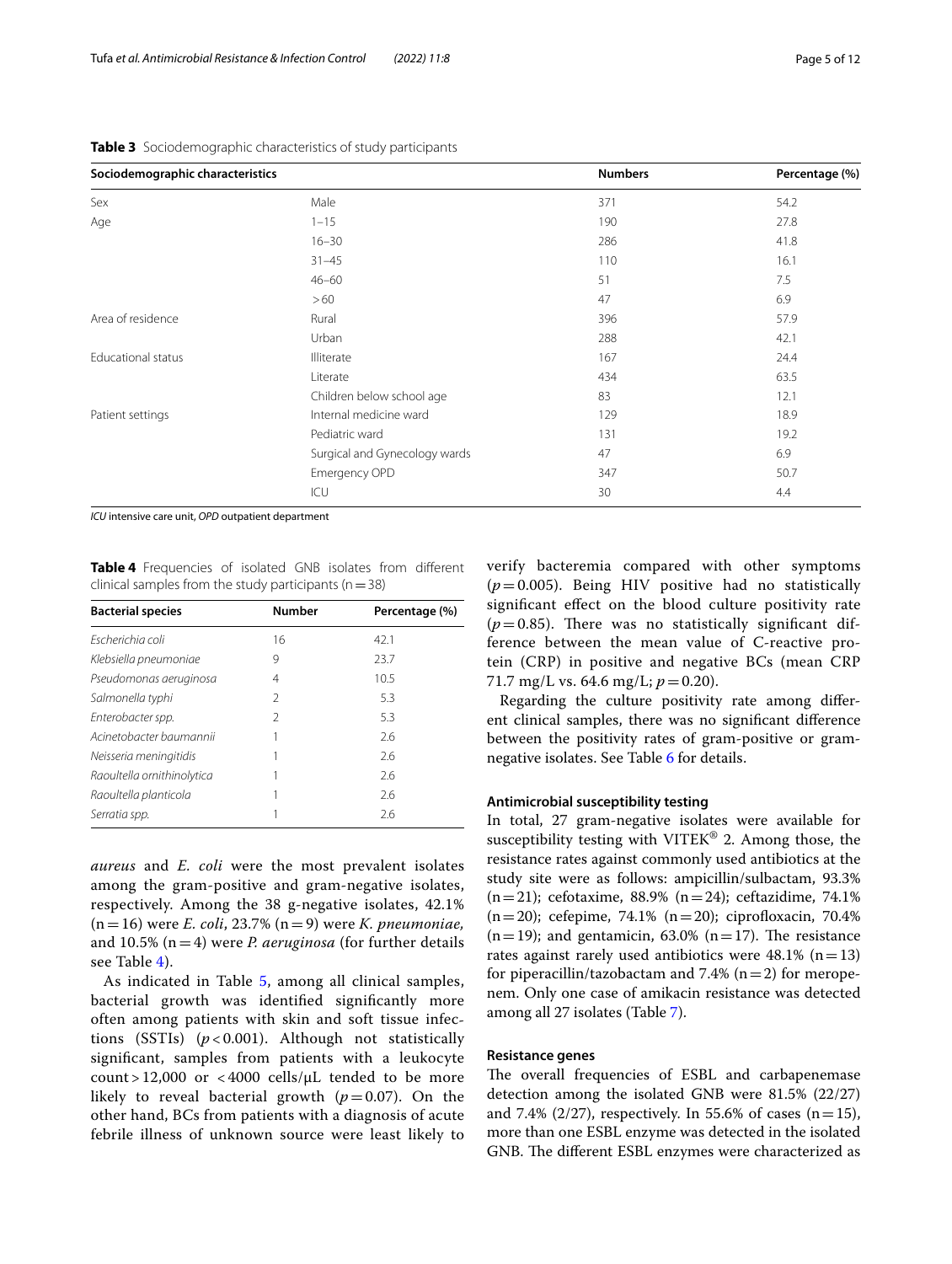**Table 3** Sociodemographic characteristics of study participants

| Sociodemographic characteristics | | Numbers | Percentage (%) |
|---|---|---|---|
| Sex | Male | 371 | 54.2 |
| Age | 1–15 | 190 | 27.8 |
| | 16–30 | 286 | 41.8 |
| | 31–45 | 110 | 16.1 |
| | 46–60 | 51 | 7.5 |
| | > 60 | 47 | 6.9 |
| Area of residence | Rural | 396 | 57.9 |
| | Urban | 288 | 42.1 |
| Educational status | Illiterate | 167 | 24.4 |
| | Literate | 434 | 63.5 |
| | Children below school age | 83 | 12.1 |
| Patient settings | Internal medicine ward | 129 | 18.9 |
| | Pediatric ward | 131 | 19.2 |
| | Surgical and Gynecology wards | 47 | 6.9 |
| | Emergency OPD | 347 | 50.7 |
| | ICU | 30 | 4.4 |

*ICU* intensive care unit, *OPD* outpatient department

**Table 4** Frequencies of isolated GNB isolates from different clinical samples from the study participants (n = 38)

| Bacterial species | Number | Percentage (%) |
|---|---|---|
| *Escherichia coli* | 16 | 42.1 |
| *Klebsiella pneumoniae* | 9 | 23.7 |
| *Pseudomonas aeruginosa* | 4 | 10.5 |
| *Salmonella typhi* | 2 | 5.3 |
| *Enterobacter spp.* | 2 | 5.3 |
| *Acinetobacter baumannii* | 1 | 2.6 |
| *Neisseria meningitidis* | 1 | 2.6 |
| *Raoultella ornithinolytica* | 1 | 2.6 |
| *Raoultella planticola* | 1 | 2.6 |
| *Serratia spp.* | 1 | 2.6 |

*aureus* and *E. coli* were the most prevalent isolates among the gram-positive and gram-negative isolates, respectively. Among the 38 g-negative isolates, 42.1% (n = 16) were *E. coli*, 23.7% (n = 9) were *K. pneumoniae*, and 10.5% (n = 4) were *P. aeruginosa* (for further details see Table 4).

As indicated in Table 5, among all clinical samples, bacterial growth was identified significantly more often among patients with skin and soft tissue infections (SSTIs) ($p < 0.001$). Although not statistically significant, samples from patients with a leukocyte count > 12,000 or < 4000 cells/μL tended to be more likely to reveal bacterial growth ($p = 0.07$). On the other hand, BCs from patients with a diagnosis of acute febrile illness of unknown source were least likely to verify bacteremia compared with other symptoms ($p = 0.005$). Being HIV positive had no statistically significant effect on the blood culture positivity rate ($p = 0.85$). There was no statistically significant difference between the mean value of C-reactive protein (CRP) in positive and negative BCs (mean CRP 71.7 mg/L vs. 64.6 mg/L; $p = 0.20$).

Regarding the culture positivity rate among different clinical samples, there was no significant difference between the positivity rates of gram-positive or gram-negative isolates. See Table 6 for details.

### Antimicrobial susceptibility testing

In total, 27 gram-negative isolates were available for susceptibility testing with VITEK® 2. Among those, the resistance rates against commonly used antibiotics at the study site were as follows: ampicillin/sulbactam, 93.3% (n = 21); cefotaxime, 88.9% (n = 24); ceftazidime, 74.1% (n = 20); cefepime, 74.1% (n = 20); ciprofloxacin, 70.4% (n = 19); and gentamicin, 63.0% (n = 17). The resistance rates against rarely used antibiotics were 48.1% (n = 13) for piperacillin/tazobactam and 7.4% (n = 2) for meropenem. Only one case of amikacin resistance was detected among all 27 isolates (Table 7).

### Resistance genes

The overall frequencies of ESBL and carbapenemase detection among the isolated GNB were 81.5% (22/27) and 7.4% (2/27), respectively. In 55.6% of cases (n = 15), more than one ESBL enzyme was detected in the isolated GNB. The different ESBL enzymes were characterized as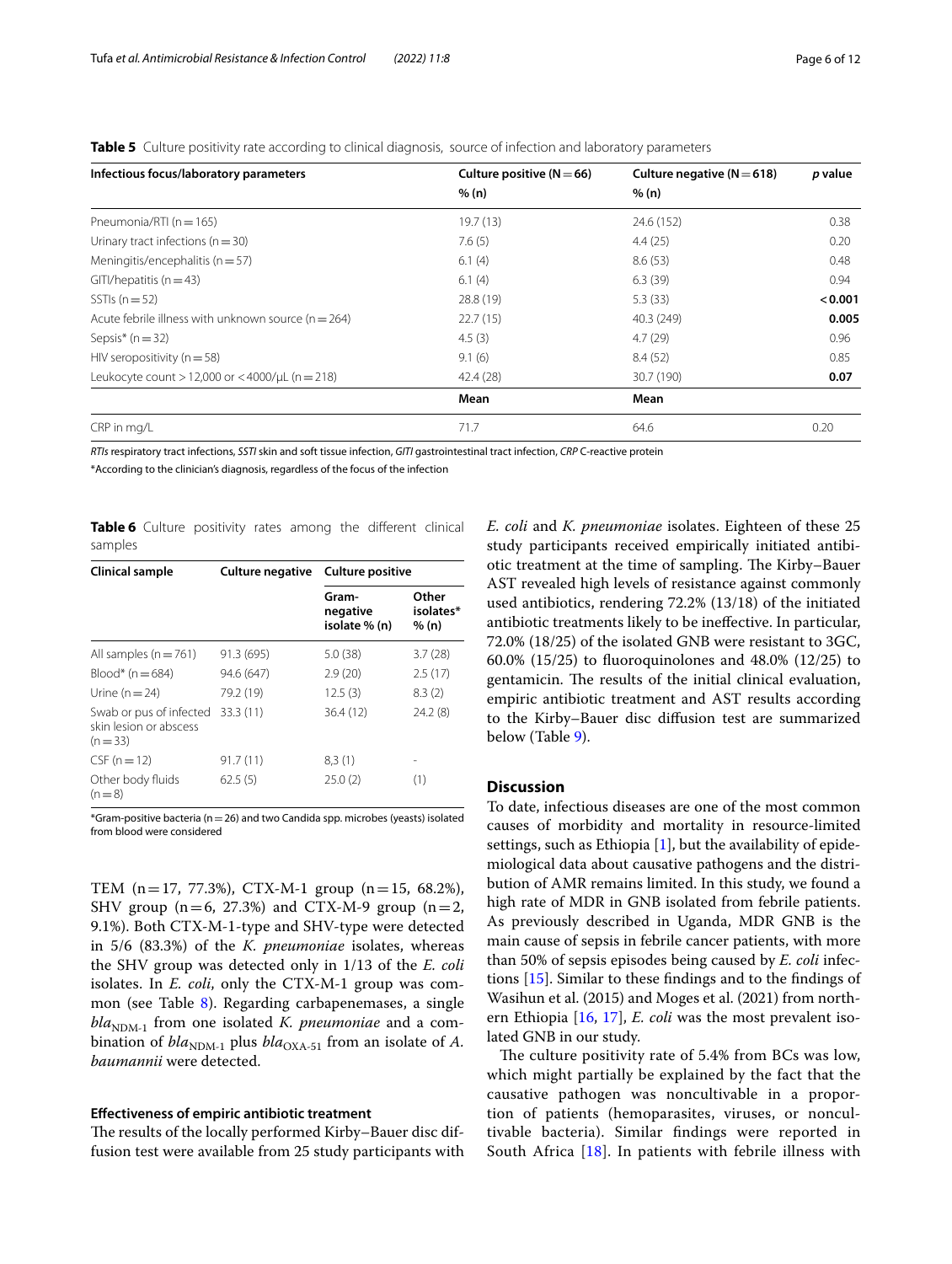**Table 5** Culture positivity rate according to clinical diagnosis, source of infection and laboratory parameters

| Infectious focus/laboratory parameters | Culture positive (N = 66) % (n) | Culture negative (N = 618) % (n) | p value |
|---|---|---|---|
| Pneumonia/RTI (n = 165) | 19.7 (13) | 24.6 (152) | 0.38 |
| Urinary tract infections (n = 30) | 7.6 (5) | 4.4 (25) | 0.20 |
| Meningitis/encephalitis (n = 57) | 6.1 (4) | 8.6 (53) | 0.48 |
| GITI/hepatitis (n = 43) | 6.1 (4) | 6.3 (39) | 0.94 |
| SSTIs (n = 52) | 28.8 (19) | 5.3 (33) | **< 0.001** |
| Acute febrile illness with unknown source (n = 264) | 22.7 (15) | 40.3 (249) | **0.005** |
| Sepsis* (n = 32) | 4.5 (3) | 4.7 (29) | 0.96 |
| HIV seropositivity (n = 58) | 9.1 (6) | 8.4 (52) | 0.85 |
| Leukocyte count > 12,000 or < 4000/μL (n = 218) | 42.4 (28) | 30.7 (190) | **0.07** |
| | **Mean** | **Mean** | |
| CRP in mg/L | 71.7 | 64.6 | 0.20 |

*RTIs* respiratory tract infections, *SSTI* skin and soft tissue infection, *GITI* gastrointestinal tract infection, *CRP* C-reactive protein

*According to the clinician's diagnosis, regardless of the focus of the infection

**Table 6** Culture positivity rates among the different clinical samples

| Clinical sample | Culture negative | Culture positive | |
|---|---|---|---|
| | | Gram-negative isolate % (n) | Other isolates* % (n) |
| All samples (n = 761) | 91.3 (695) | 5.0 (38) | 3.7 (28) |
| Blood* (n = 684) | 94.6 (647) | 2.9 (20) | 2.5 (17) |
| Urine (n = 24) | 79.2 (19) | 12.5 (3) | 8.3 (2) |
| Swab or pus of infected skin lesion or abscess (n = 33) | 33.3 (11) | 36.4 (12) | 24.2 (8) |
| CSF (n = 12) | 91.7 (11) | 8,3 (1) | - |
| Other body fluids (n = 8) | 62.5 (5) | 25.0 (2) | (1) |

*Gram-positive bacteria (n = 26) and two Candida spp. microbes (yeasts) isolated from blood were considered

TEM (n = 17, 77.3%), CTX-M-1 group (n = 15, 68.2%), SHV group (n = 6, 27.3%) and CTX-M-9 group (n = 2, 9.1%). Both CTX-M-1-type and SHV-type were detected in 5/6 (83.3%) of the *K. pneumoniae* isolates, whereas the SHV group was detected only in 1/13 of the *E. coli* isolates. In *E. coli*, only the CTX-M-1 group was common (see Table 8). Regarding carbapenemases, a single $bla_{\text{NDM-1}}$ from one isolated *K. pneumoniae* and a combination of $bla_{\text{NDM-1}}$ plus $bla_{\text{OXA-51}}$ from an isolate of *A. baumannii* were detected.

### Effectiveness of empiric antibiotic treatment

The results of the locally performed Kirby–Bauer disc diffusion test were available from 25 study participants with *E. coli* and *K. pneumoniae* isolates. Eighteen of these 25 study participants received empirically initiated antibiotic treatment at the time of sampling. The Kirby–Bauer AST revealed high levels of resistance against commonly used antibiotics, rendering 72.2% (13/18) of the initiated antibiotic treatments likely to be ineffective. In particular, 72.0% (18/25) of the isolated GNB were resistant to 3GC, 60.0% (15/25) to fluoroquinolones and 48.0% (12/25) to gentamicin. The results of the initial clinical evaluation, empiric antibiotic treatment and AST results according to the Kirby–Bauer disc diffusion test are summarized below (Table 9).

## Discussion

To date, infectious diseases are one of the most common causes of morbidity and mortality in resource-limited settings, such as Ethiopia [1], but the availability of epidemiological data about causative pathogens and the distribution of AMR remains limited. In this study, we found a high rate of MDR in GNB isolated from febrile patients. As previously described in Uganda, MDR GNB is the main cause of sepsis in febrile cancer patients, with more than 50% of sepsis episodes being caused by *E. coli* infections [15]. Similar to these findings and to the findings of Wasihun et al. (2015) and Moges et al. (2021) from northern Ethiopia [16, 17], *E. coli* was the most prevalent isolated GNB in our study.

The culture positivity rate of 5.4% from BCs was low, which might partially be explained by the fact that the causative pathogen was noncultivable in a proportion of patients (hemoparasites, viruses, or noncultivable bacteria). Similar findings were reported in South Africa [18]. In patients with febrile illness with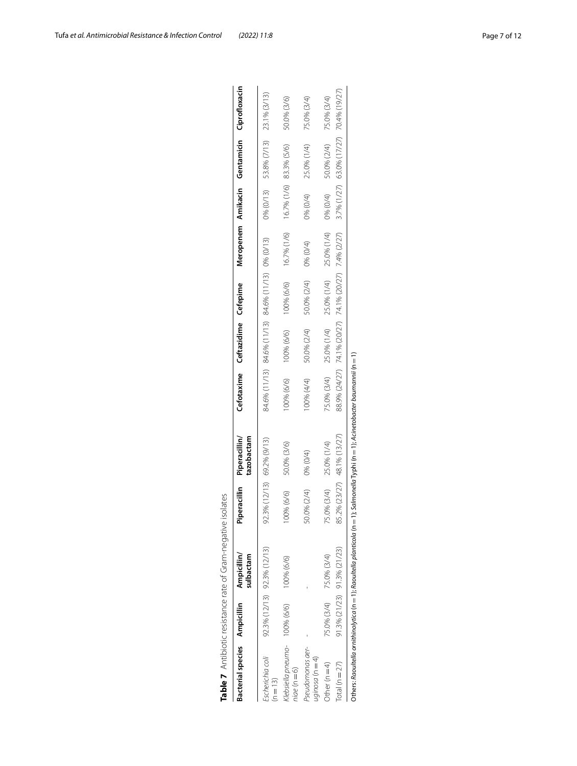**Table 7** Antibiotic resistance rate of Gram-negative isolates

| Bacterial species | Ampicillin | Ampicillin/sulbactam | Piperacillin | Piperacillin/tazobactam | Cefotaxime | Ceftazidime | Cefepime | Meropenem | Amikacin | Gentamicin | Ciprofloxacin |
|---|---|---|---|---|---|---|---|---|---|---|---|
| *Escherichia coli* (n = 13) | 92.3% (12/13) | 92.3% (12/13) | 92.3% (12/13) | 69.2% (9/13) | 84.6% (11/13) | 84.6% (11/13) | 84.6% (11/13) | 0% (0/13) | 0% (0/13) | 53.8% (7/13) | 23.1% (3/13) |
| *Klebsiella pneumoniae* (n = 6) | 100% (6/6) | 100% (6/6) | 100% (6/6) | 50.0% (3/6) | 100% (6/6) | 100% (6/6) | 100% (6/6) | 16.7% (1/6) | 16.7% (1/6) | 83.3% (5/6) | 50.0% (3/6) |
| *Pseudomonas aeruginosa* (n = 4) | - | - | 50.0% (2/4) | 0% (0/4) | 100% (4/4) | 50.0% (2/4) | 50.0% (2/4) | 0% (0/4) | 0% (0/4) | 25.0% (1/4) | 75.0% (3/4) |
| Other (n = 4) | 75.0% (3/4) | 75.0% (3/4) | 75.0% (3/4) | 25.0% (1/4) | 75.0% (3/4) | 25.0% (1/4) | 25.0% (1/4) | 25.0% (1/4) | 0% (0/4) | 50.0% (2/4) | 75.0% (3/4) |
| Total (n = 27) | 91.3% (21/23) | 91.3% (21/23) | 85.2% (23/27) | 48.1% (13/27) | 88.9% (24/27) | 74.1% (20/27) | 74.1% (20/27) | 7.4% (2/27) | 3.7% (1/27) | 63.0% (17/27) | 70.4% (19/27) |

Others: *Raoultella ornithinolytica* (n = 1); *Raoultella planticola* (n = 1); *Salmonella* Typhi (n = 1); *Acinetobacter baumannii* (n = 1)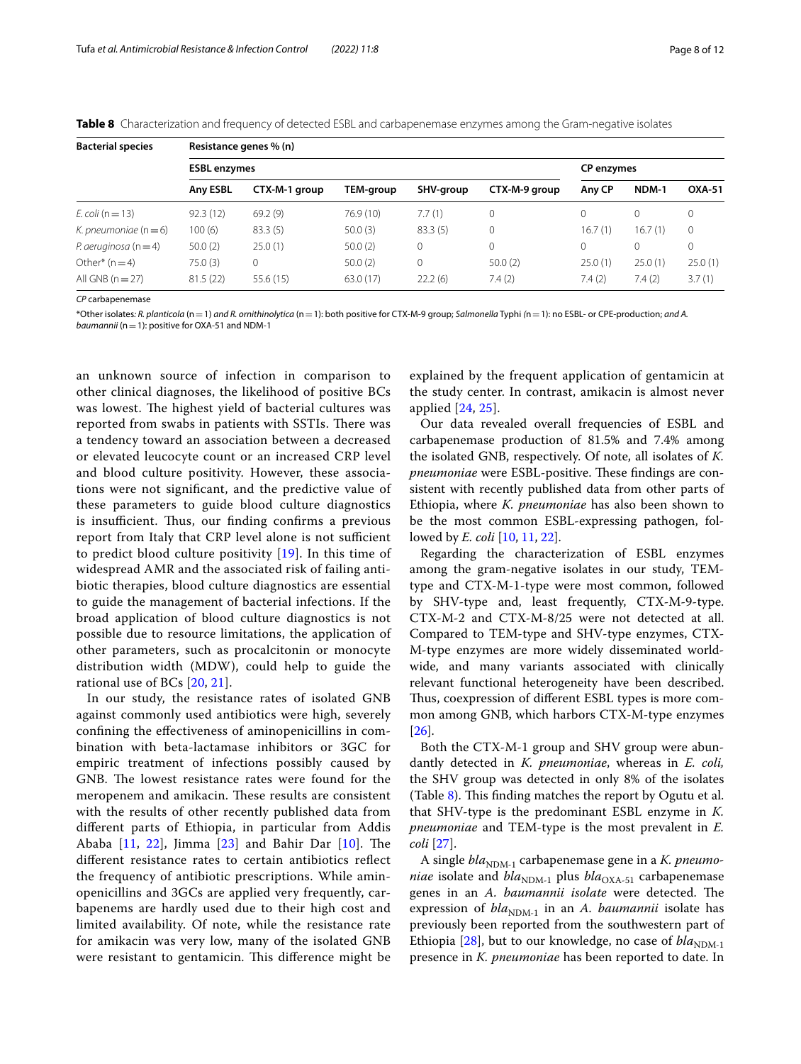**Table 8** Characterization and frequency of detected ESBL and carbapenemase enzymes among the Gram-negative isolates

| Bacterial species | Resistance genes % (n) | | | | | | | |
|---|---|---|---|---|---|---|---|---|
| | ESBL enzymes | | | | | CP enzymes | | |
| | Any ESBL | CTX-M-1 group | TEM-group | SHV-group | CTX-M-9 group | Any CP | NDM-1 | OXA-51 |
| *E. coli* (n = 13) | 92.3 (12) | 69.2 (9) | 76.9 (10) | 7.7 (1) | 0 | 0 | 0 | 0 |
| *K. pneumoniae* (n = 6) | 100 (6) | 83.3 (5) | 50.0 (3) | 83.3 (5) | 0 | 16.7 (1) | 16.7 (1) | 0 |
| *P. aeruginosa* (n = 4) | 50.0 (2) | 25.0 (1) | 50.0 (2) | 0 | 0 | 0 | 0 | 0 |
| Other* (n = 4) | 75.0 (3) | 0 | 50.0 (2) | 0 | 50.0 (2) | 25.0 (1) | 25.0 (1) | 25.0 (1) |
| All GNB (n = 27) | 81.5 (22) | 55.6 (15) | 63.0 (17) | 22.2 (6) | 7.4 (2) | 7.4 (2) | 7.4 (2) | 3.7 (1) |

*CP* carbapenemase

*Other isolates: *R. planticola* (n = 1) and *R. ornithinolytica* (n = 1): both positive for CTX-M-9 group; *Salmonella* Typhi (n = 1): no ESBL- or CPE-production; and *A. baumannii* (n = 1): positive for OXA-51 and NDM-1

an unknown source of infection in comparison to other clinical diagnoses, the likelihood of positive BCs was lowest. The highest yield of bacterial cultures was reported from swabs in patients with SSTIs. There was a tendency toward an association between a decreased or elevated leucocyte count or an increased CRP level and blood culture positivity. However, these associations were not significant, and the predictive value of these parameters to guide blood culture diagnostics is insufficient. Thus, our finding confirms a previous report from Italy that CRP level alone is not sufficient to predict blood culture positivity [19]. In this time of widespread AMR and the associated risk of failing antibiotic therapies, blood culture diagnostics are essential to guide the management of bacterial infections. If the broad application of blood culture diagnostics is not possible due to resource limitations, the application of other parameters, such as procalcitonin or monocyte distribution width (MDW), could help to guide the rational use of BCs [20, 21].

In our study, the resistance rates of isolated GNB against commonly used antibiotics were high, severely confining the effectiveness of aminopenicillins in combination with beta-lactamase inhibitors or 3GC for empiric treatment of infections possibly caused by GNB. The lowest resistance rates were found for the meropenem and amikacin. These results are consistent with the results of other recently published data from different parts of Ethiopia, in particular from Addis Ababa [11, 22], Jimma [23] and Bahir Dar [10]. The different resistance rates to certain antibiotics reflect the frequency of antibiotic prescriptions. While aminopenicillins and 3GCs are applied very frequently, carbapenems are hardly used due to their high cost and limited availability. Of note, while the resistance rate for amikacin was very low, many of the isolated GNB were resistant to gentamicin. This difference might be explained by the frequent application of gentamicin at the study center. In contrast, amikacin is almost never applied [24, 25].

Our data revealed overall frequencies of ESBL and carbapenemase production of 81.5% and 7.4% among the isolated GNB, respectively. Of note, all isolates of *K. pneumoniae* were ESBL-positive. These findings are consistent with recently published data from other parts of Ethiopia, where *K. pneumoniae* has also been shown to be the most common ESBL-expressing pathogen, followed by *E. coli* [10, 11, 22].

Regarding the characterization of ESBL enzymes among the gram-negative isolates in our study, TEM-type and CTX-M-1-type were most common, followed by SHV-type and, least frequently, CTX-M-9-type. CTX-M-2 and CTX-M-8/25 were not detected at all. Compared to TEM-type and SHV-type enzymes, CTX-M-type enzymes are more widely disseminated worldwide, and many variants associated with clinically relevant functional heterogeneity have been described. Thus, coexpression of different ESBL types is more common among GNB, which harbors CTX-M-type enzymes [26].

Both the CTX-M-1 group and SHV group were abundantly detected in *K. pneumoniae*, whereas in *E. coli*, the SHV group was detected in only 8% of the isolates (Table 8). This finding matches the report by Ogutu et al. that SHV-type is the predominant ESBL enzyme in *K. pneumoniae* and TEM-type is the most prevalent in *E. coli* [27].

A single $bla_{\text{NDM-1}}$ carbapenemase gene in a *K. pneumoniae* isolate and $bla_{\text{NDM-1}}$ plus $bla_{\text{OXA-51}}$ carbapenemase genes in an *A. baumannii isolate* were detected. The expression of $bla_{\text{NDM-1}}$ in an *A. baumannii* isolate has previously been reported from the southwestern part of Ethiopia [28], but to our knowledge, no case of $bla_{\text{NDM-1}}$ presence in *K. pneumoniae* has been reported to date. In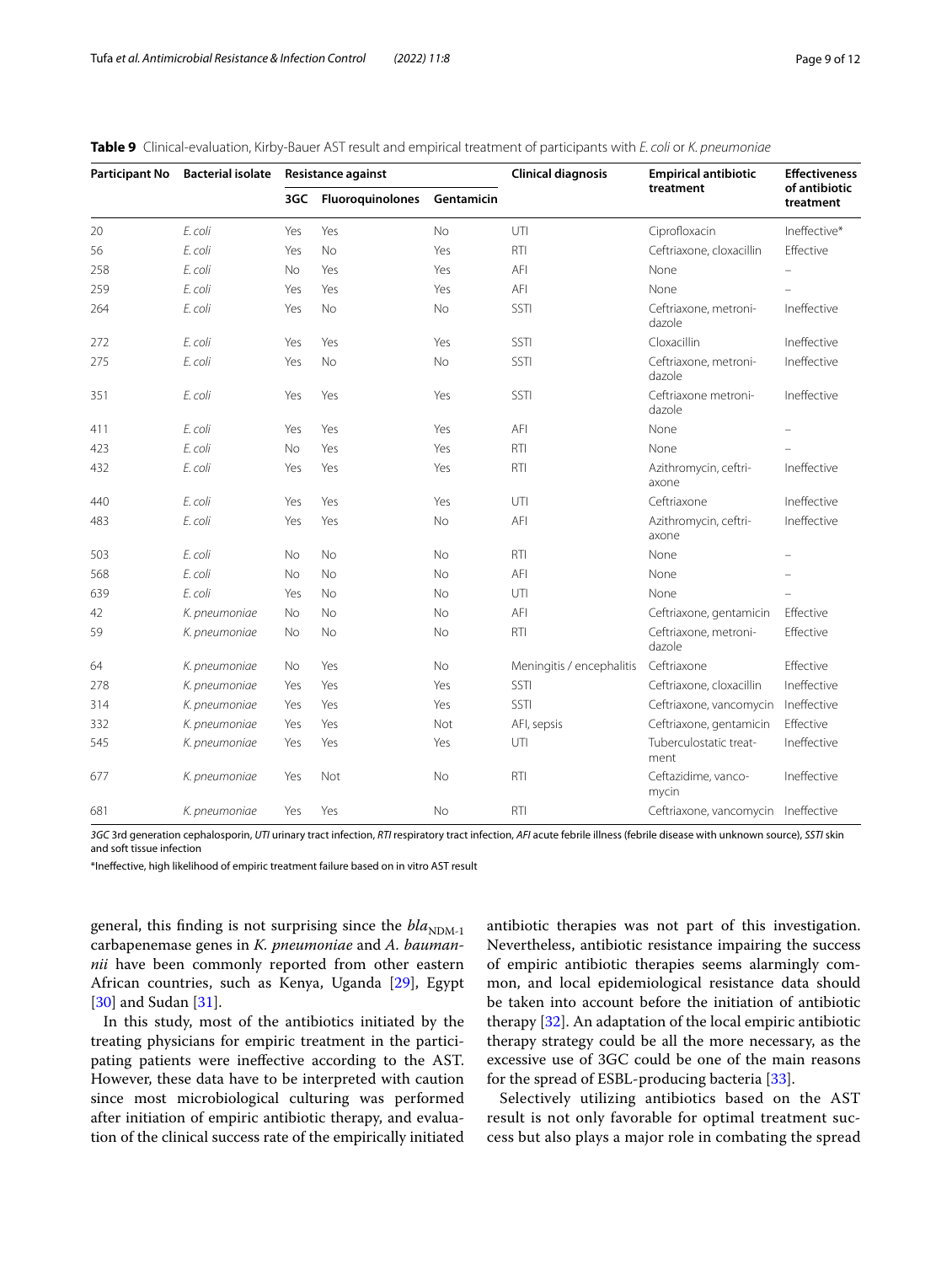**Table 9** Clinical-evaluation, Kirby-Bauer AST result and empirical treatment of participants with *E. coli* or *K. pneumoniae*

| Participant No | Bacterial isolate | Resistance against | | | Clinical diagnosis | Empirical antibiotic treatment | Effectiveness of antibiotic treatment |
|---|---|---|---|---|---|---|---|
| | | 3GC | Fluoroquinolones | Gentamicin | | | |
| 20 | *E. coli* | Yes | Yes | No | UTI | Ciprofloxacin | Ineffective* |
| 56 | *E. coli* | Yes | No | Yes | RTI | Ceftriaxone, cloxacillin | Effective |
| 258 | *E. coli* | No | Yes | Yes | AFI | None | – |
| 259 | *E. coli* | Yes | Yes | Yes | AFI | None | – |
| 264 | *E. coli* | Yes | No | No | SSTI | Ceftriaxone, metronidazole | Ineffective |
| 272 | *E. coli* | Yes | Yes | Yes | SSTI | Cloxacillin | Ineffective |
| 275 | *E. coli* | Yes | No | No | SSTI | Ceftriaxone, metronidazole | Ineffective |
| 351 | *E. coli* | Yes | Yes | Yes | SSTI | Ceftriaxone metronidazole | Ineffective |
| 411 | *E. coli* | Yes | Yes | Yes | AFI | None | – |
| 423 | *E. coli* | No | Yes | Yes | RTI | None | – |
| 432 | *E. coli* | Yes | Yes | Yes | RTI | Azithromycin, ceftriaxone | Ineffective |
| 440 | *E. coli* | Yes | Yes | Yes | UTI | Ceftriaxone | Ineffective |
| 483 | *E. coli* | Yes | Yes | No | AFI | Azithromycin, ceftriaxone | Ineffective |
| 503 | *E. coli* | No | No | No | RTI | None | – |
| 568 | *E. coli* | No | No | No | AFI | None | – |
| 639 | *E. coli* | Yes | No | No | UTI | None | – |
| 42 | *K. pneumoniae* | No | No | No | AFI | Ceftriaxone, gentamicin | Effective |
| 59 | *K. pneumoniae* | No | No | No | RTI | Ceftriaxone, metronidazole | Effective |
| 64 | *K. pneumoniae* | No | Yes | No | Meningitis / encephalitis | Ceftriaxone | Effective |
| 278 | *K. pneumoniae* | Yes | Yes | Yes | SSTI | Ceftriaxone, cloxacillin | Ineffective |
| 314 | *K. pneumoniae* | Yes | Yes | Yes | SSTI | Ceftriaxone, vancomycin | Ineffective |
| 332 | *K. pneumoniae* | Yes | Yes | Not | AFI, sepsis | Ceftriaxone, gentamicin | Effective |
| 545 | *K. pneumoniae* | Yes | Yes | Yes | UTI | Tuberculostatic treatment | Ineffective |
| 677 | *K. pneumoniae* | Yes | Not | No | RTI | Ceftazidime, vancomycin | Ineffective |
| 681 | *K. pneumoniae* | Yes | Yes | No | RTI | Ceftriaxone, vancomycin | Ineffective |

*3GC* 3rd generation cephalosporin, *UTI* urinary tract infection, *RTI* respiratory tract infection, *AFI* acute febrile illness (febrile disease with unknown source), *SSTI* skin and soft tissue infection

*Ineffective, high likelihood of empiric treatment failure based on in vitro AST result

general, this finding is not surprising since the $bla_{\mathrm{NDM-1}}$ carbapenemase genes in *K. pneumoniae* and *A. baumannii* have been commonly reported from other eastern African countries, such as Kenya, Uganda [29], Egypt [30] and Sudan [31].

In this study, most of the antibiotics initiated by the treating physicians for empiric treatment in the participating patients were ineffective according to the AST. However, these data have to be interpreted with caution since most microbiological culturing was performed after initiation of empiric antibiotic therapy, and evaluation of the clinical success rate of the empirically initiated antibiotic therapies was not part of this investigation. Nevertheless, antibiotic resistance impairing the success of empiric antibiotic therapies seems alarmingly common, and local epidemiological resistance data should be taken into account before the initiation of antibiotic therapy [32]. An adaptation of the local empiric antibiotic therapy strategy could be all the more necessary, as the excessive use of 3GC could be one of the main reasons for the spread of ESBL-producing bacteria [33].

Selectively utilizing antibiotics based on the AST result is not only favorable for optimal treatment success but also plays a major role in combating the spread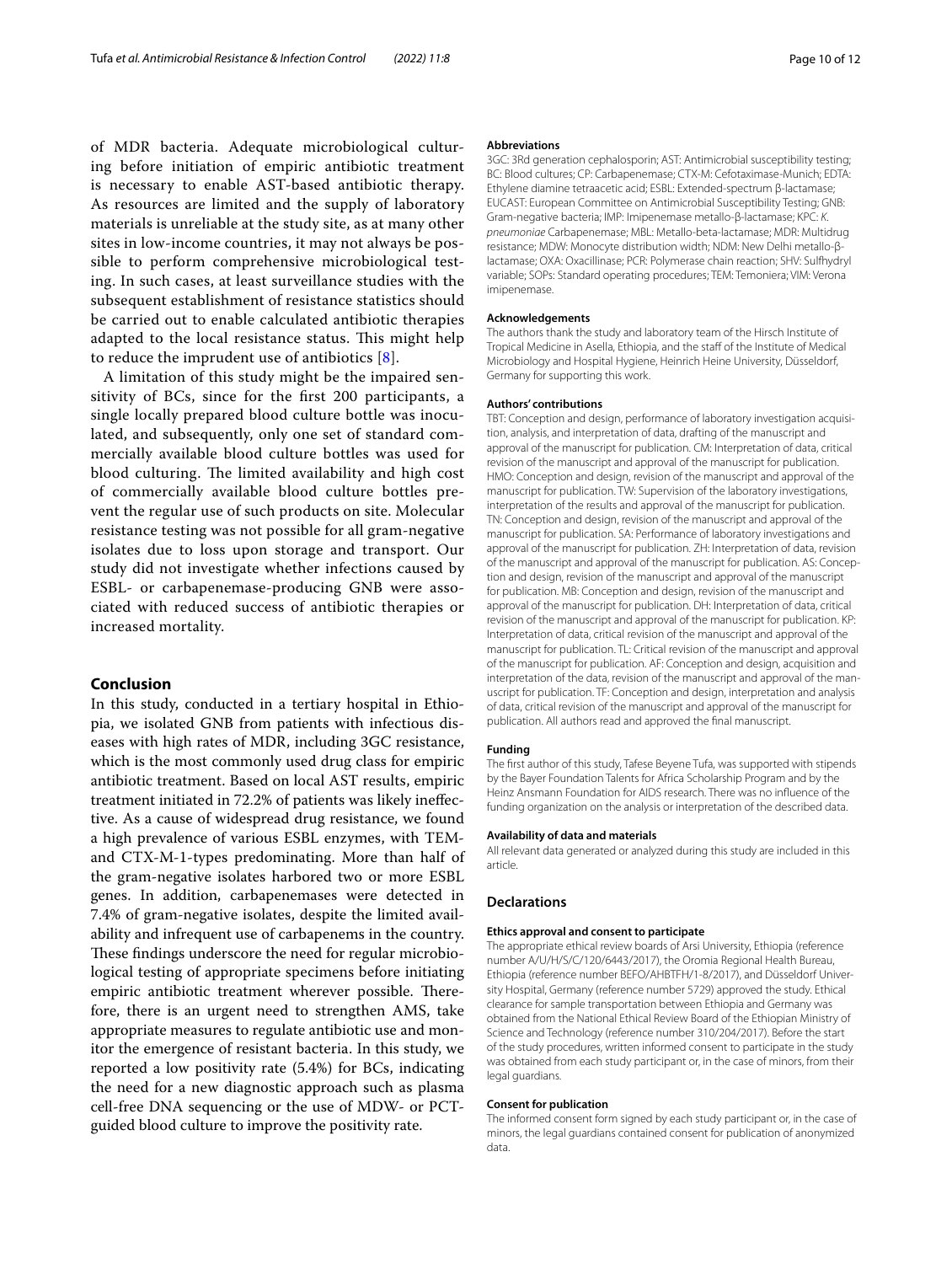of MDR bacteria. Adequate microbiological culturing before initiation of empiric antibiotic treatment is necessary to enable AST-based antibiotic therapy. As resources are limited and the supply of laboratory materials is unreliable at the study site, as at many other sites in low-income countries, it may not always be possible to perform comprehensive microbiological testing. In such cases, at least surveillance studies with the subsequent establishment of resistance statistics should be carried out to enable calculated antibiotic therapies adapted to the local resistance status. This might help to reduce the imprudent use of antibiotics [8].

A limitation of this study might be the impaired sensitivity of BCs, since for the first 200 participants, a single locally prepared blood culture bottle was inoculated, and subsequently, only one set of standard commercially available blood culture bottles was used for blood culturing. The limited availability and high cost of commercially available blood culture bottles prevent the regular use of such products on site. Molecular resistance testing was not possible for all gram-negative isolates due to loss upon storage and transport. Our study did not investigate whether infections caused by ESBL- or carbapenemase-producing GNB were associated with reduced success of antibiotic therapies or increased mortality.

## Conclusion

In this study, conducted in a tertiary hospital in Ethiopia, we isolated GNB from patients with infectious diseases with high rates of MDR, including 3GC resistance, which is the most commonly used drug class for empiric antibiotic treatment. Based on local AST results, empiric treatment initiated in 72.2% of patients was likely ineffective. As a cause of widespread drug resistance, we found a high prevalence of various ESBL enzymes, with TEM- and CTX-M-1-types predominating. More than half of the gram-negative isolates harbored two or more ESBL genes. In addition, carbapenemases were detected in 7.4% of gram-negative isolates, despite the limited availability and infrequent use of carbapenems in the country. These findings underscore the need for regular microbiological testing of appropriate specimens before initiating empiric antibiotic treatment wherever possible. Therefore, there is an urgent need to strengthen AMS, take appropriate measures to regulate antibiotic use and monitor the emergence of resistant bacteria. In this study, we reported a low positivity rate (5.4%) for BCs, indicating the need for a new diagnostic approach such as plasma cell-free DNA sequencing or the use of MDW- or PCT-guided blood culture to improve the positivity rate.

#### Abbreviations

3GC: 3Rd generation cephalosporin; AST: Antimicrobial susceptibility testing; BC: Blood cultures; CP: Carbapenemase; CTX-M: Cefotaximase-Munich; EDTA: Ethylene diamine tetraacetic acid; ESBL: Extended-spectrum β-lactamase; EUCAST: European Committee on Antimicrobial Susceptibility Testing; GNB: Gram-negative bacteria; IMP: Imipenemase metallo-β-lactamase; KPC: *K. pneumoniae* Carbapenemase; MBL: Metallo-beta-lactamase; MDR: Multidrug resistance; MDW: Monocyte distribution width; NDM: New Delhi metallo-β-lactamase; OXA: Oxacillinase; PCR: Polymerase chain reaction; SHV: Sulfhydryl variable; SOPs: Standard operating procedures; TEM: Temoniera; VIM: Verona imipenemase.

#### Acknowledgements

The authors thank the study and laboratory team of the Hirsch Institute of Tropical Medicine in Asella, Ethiopia, and the staff of the Institute of Medical Microbiology and Hospital Hygiene, Heinrich Heine University, Düsseldorf, Germany for supporting this work.

#### Authors' contributions

TBT: Conception and design, performance of laboratory investigation acquisition, analysis, and interpretation of data, drafting of the manuscript and approval of the manuscript for publication. CM: Interpretation of data, critical revision of the manuscript and approval of the manuscript for publication. HMO: Conception and design, revision of the manuscript and approval of the manuscript for publication. TW: Supervision of the laboratory investigations, interpretation of the results and approval of the manuscript for publication. TN: Conception and design, revision of the manuscript and approval of the manuscript for publication. SA: Performance of laboratory investigations and approval of the manuscript for publication. ZH: Interpretation of data, revision of the manuscript and approval of the manuscript for publication. AS: Conception and design, revision of the manuscript and approval of the manuscript for publication. MB: Conception and design, revision of the manuscript and approval of the manuscript for publication. DH: Interpretation of data, critical revision of the manuscript and approval of the manuscript for publication. KP: Interpretation of data, critical revision of the manuscript and approval of the manuscript for publication. TL: Critical revision of the manuscript and approval of the manuscript for publication. AF: Conception and design, acquisition and interpretation of the data, revision of the manuscript and approval of the manuscript for publication. TF: Conception and design, interpretation and analysis of data, critical revision of the manuscript and approval of the manuscript for publication. All authors read and approved the final manuscript.

#### Funding

The first author of this study, Tafese Beyene Tufa, was supported with stipends by the Bayer Foundation Talents for Africa Scholarship Program and by the Heinz Ansmann Foundation for AIDS research. There was no influence of the funding organization on the analysis or interpretation of the described data.

#### Availability of data and materials

All relevant data generated or analyzed during this study are included in this article.

### Declarations

#### Ethics approval and consent to participate

The appropriate ethical review boards of Arsi University, Ethiopia (reference number A/U/H/S/C/120/6443/2017), the Oromia Regional Health Bureau, Ethiopia (reference number BEFO/AHBTFH/1-8/2017), and Düsseldorf University Hospital, Germany (reference number 5729) approved the study. Ethical clearance for sample transportation between Ethiopia and Germany was obtained from the National Ethical Review Board of the Ethiopian Ministry of Science and Technology (reference number 310/204/2017). Before the start of the study procedures, written informed consent to participate in the study was obtained from each study participant or, in the case of minors, from their legal guardians.

#### Consent for publication

The informed consent form signed by each study participant or, in the case of minors, the legal guardians contained consent for publication of anonymized data.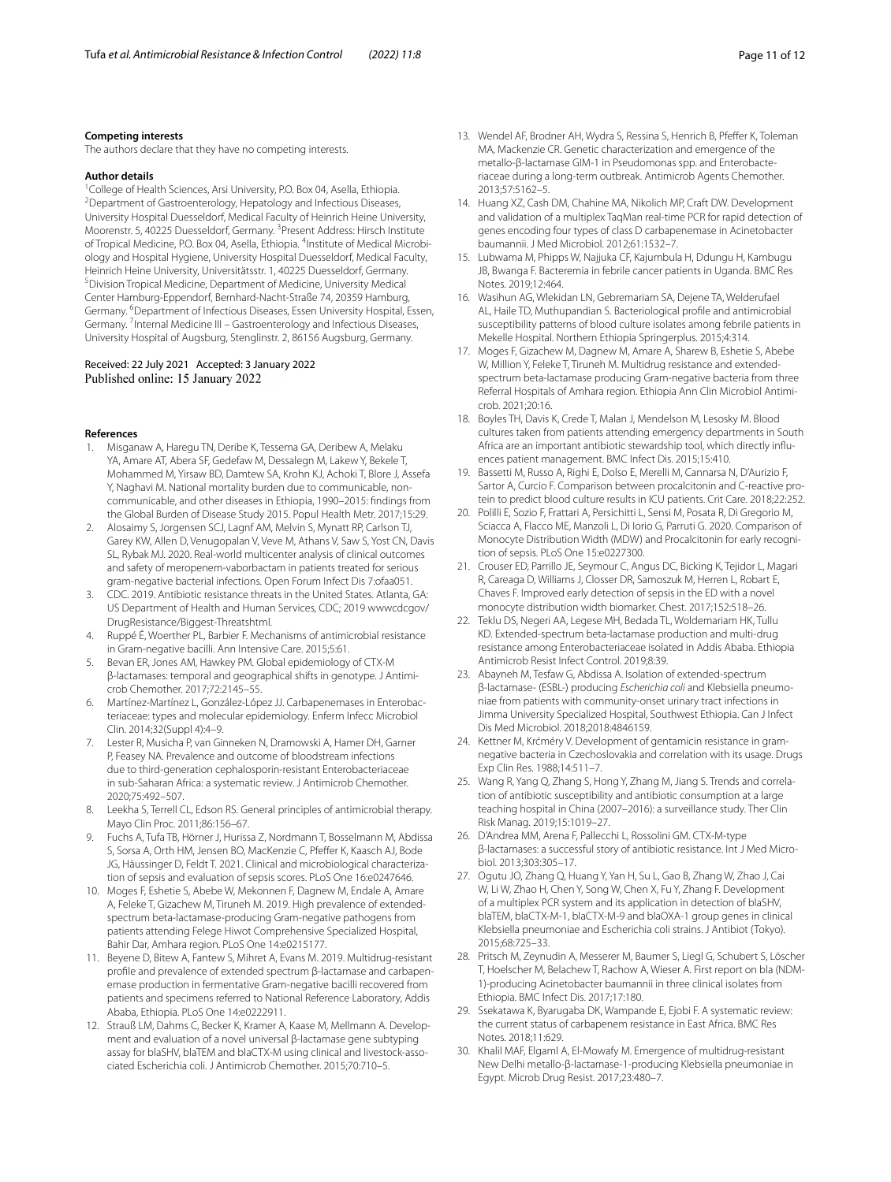### Competing interests

The authors declare that they have no competing interests.

### Author details

[1] College of Health Sciences, Arsi University, P.O. Box 04, Asella, Ethiopia. [2] Department of Gastroenterology, Hepatology and Infectious Diseases, University Hospital Duesseldorf, Medical Faculty of Heinrich Heine University, Moorenstr. 5, 40225 Duesseldorf, Germany. [3] Present Address: Hirsch Institute of Tropical Medicine, P.O. Box 04, Asella, Ethiopia. [4] Institute of Medical Microbiology and Hospital Hygiene, University Hospital Duesseldorf, Medical Faculty, Heinrich Heine University, Universitätsstr. 1, 40225 Duesseldorf, Germany. [5] Division Tropical Medicine, Department of Medicine, University Medical Center Hamburg-Eppendorf, Bernhard-Nacht-Straße 74, 20359 Hamburg, Germany. [6] Department of Infectious Diseases, Essen University Hospital, Essen, Germany. [7] Internal Medicine III – Gastroenterology and Infectious Diseases, University Hospital of Augsburg, Stenglinstr. 2, 86156 Augsburg, Germany.

Received: 22 July 2021 Accepted: 3 January 2022
Published online: 15 January 2022

### References

1. Misganaw A, Haregu TN, Deribe K, Tessema GA, Deribew A, Melaku YA, Amare AT, Abera SF, Gedefaw M, Dessalegn M, Lakew Y, Bekele T, Mohammed M, Yirsaw BD, Damtew SA, Krohn KJ, Achoki T, Blore J, Assefa Y, Naghavi M. National mortality burden due to communicable, non-communicable, and other diseases in Ethiopia, 1990–2015: findings from the Global Burden of Disease Study 2015. Popul Health Metr. 2017;15:29.
2. Alosaimy S, Jorgensen SCJ, Lagnf AM, Melvin S, Mynatt RP, Carlson TJ, Garey KW, Allen D, Venugopalan V, Veve M, Athans V, Saw S, Yost CN, Davis SL, Rybak MJ. 2020. Real-world multicenter analysis of clinical outcomes and safety of meropenem-vaborbactam in patients treated for serious gram-negative bacterial infections. Open Forum Infect Dis 7:ofaa051.
3. CDC. 2019. Antibiotic resistance threats in the United States. Atlanta, GA: US Department of Health and Human Services, CDC; 2019 wwwcdcgov/DrugResistance/Biggest-Threatshtml.
4. Ruppé É, Woerther PL, Barbier F. Mechanisms of antimicrobial resistance in Gram-negative bacilli. Ann Intensive Care. 2015;5:61.
5. Bevan ER, Jones AM, Hawkey PM. Global epidemiology of CTX-M β-lactamases: temporal and geographical shifts in genotype. J Antimicrob Chemother. 2017;72:2145–55.
6. Martínez-Martínez L, González-López JJ. Carbapenemases in Enterobacteriaceae: types and molecular epidemiology. Enferm Infecc Microbiol Clin. 2014;32(Suppl 4):4–9.
7. Lester R, Musicha P, van Ginneken N, Dramowski A, Hamer DH, Garner P, Feasey NA. Prevalence and outcome of bloodstream infections due to third-generation cephalosporin-resistant Enterobacteriaceae in sub-Saharan Africa: a systematic review. J Antimicrob Chemother. 2020;75:492–507.
8. Leekha S, Terrell CL, Edson RS. General principles of antimicrobial therapy. Mayo Clin Proc. 2011;86:156–67.
9. Fuchs A, Tufa TB, Hörner J, Hurissa Z, Nordmann T, Bosselmann M, Abdissa S, Sorsa A, Orth HM, Jensen BO, MacKenzie C, Pfeffer K, Kaasch AJ, Bode JG, Häussinger D, Feldt T. 2021. Clinical and microbiological characterization of sepsis and evaluation of sepsis scores. PLoS One 16:e0247646.
10. Moges F, Eshetie S, Abebe W, Mekonnen F, Dagnew M, Endale A, Amare A, Feleke T, Gizachew M, Tiruneh M. 2019. High prevalence of extended-spectrum beta-lactamase-producing Gram-negative pathogens from patients attending Felege Hiwot Comprehensive Specialized Hospital, Bahir Dar, Amhara region. PLoS One 14:e0215177.
11. Beyene D, Bitew A, Fantew S, Mihret A, Evans M. 2019. Multidrug-resistant profile and prevalence of extended spectrum β-lactamase and carbapenemase production in fermentative Gram-negative bacilli recovered from patients and specimens referred to National Reference Laboratory, Addis Ababa, Ethiopia. PLoS One 14:e0222911.
12. Strauß LM, Dahms C, Becker K, Kramer A, Kaase M, Mellmann A. Development and evaluation of a novel universal β-lactamase gene subtyping assay for blaSHV, blaTEM and blaCTX-M using clinical and livestock-associated Escherichia coli. J Antimicrob Chemother. 2015;70:710–5.
13. Wendel AF, Brodner AH, Wydra S, Ressina S, Henrich B, Pfeffer K, Toleman MA, Mackenzie CR. Genetic characterization and emergence of the metallo-β-lactamase GIM-1 in Pseudomonas spp. and Enterobacteriaceae during a long-term outbreak. Antimicrob Agents Chemother. 2013;57:5162–5.
14. Huang XZ, Cash DM, Chahine MA, Nikolich MP, Craft DW. Development and validation of a multiplex TaqMan real-time PCR for rapid detection of genes encoding four types of class D carbapenemase in Acinetobacter baumannii. J Med Microbiol. 2012;61:1532–7.
15. Lubwama M, Phipps W, Najjuka CF, Kajumbula H, Ddungu H, Kambugu JB, Bwanga F. Bacteremia in febrile cancer patients in Uganda. BMC Res Notes. 2019;12:464.
16. Wasihun AG, Wlekidan LN, Gebremariam SA, Dejene TA, Welderufael AL, Haile TD, Muthupandian S. Bacteriological profile and antimicrobial susceptibility patterns of blood culture isolates among febrile patients in Mekelle Hospital. Northern Ethiopia Springerplus. 2015;4:314.
17. Moges F, Gizachew M, Dagnew M, Amare A, Sharew B, Eshetie S, Abebe W, Million Y, Feleke T, Tiruneh M. Multidrug resistance and extended-spectrum beta-lactamase producing Gram-negative bacteria from three Referral Hospitals of Amhara region. Ethiopia Ann Clin Microbiol Antimicrob. 2021;20:16.
18. Boyles TH, Davis K, Crede T, Malan J, Mendelson M, Lesosky M. Blood cultures taken from patients attending emergency departments in South Africa are an important antibiotic stewardship tool, which directly influences patient management. BMC Infect Dis. 2015;15:410.
19. Bassetti M, Russo A, Righi E, Dolso E, Merelli M, Cannarsa N, D'Aurizio F, Sartor A, Curcio F. Comparison between procalcitonin and C-reactive protein to predict blood culture results in ICU patients. Crit Care. 2018;22:252.
20. Polilli E, Sozio F, Frattari A, Persichitti L, Sensi M, Posata R, Di Gregorio M, Sciacca A, Flacco ME, Manzoli L, Di Iorio G, Parruti G. 2020. Comparison of Monocyte Distribution Width (MDW) and Procalcitonin for early recognition of sepsis. PLoS One 15:e0227300.
21. Crouser ED, Parrillo JE, Seymour C, Angus DC, Bicking K, Tejidor L, Magari R, Careaga D, Williams J, Closser DR, Samoszuk M, Herren L, Robart E, Chaves F. Improved early detection of sepsis in the ED with a novel monocyte distribution width biomarker. Chest. 2017;152:518–26.
22. Teklu DS, Negeri AA, Legese MH, Bedada TL, Woldemariam HK, Tullu KD. Extended-spectrum beta-lactamase production and multi-drug resistance among Enterobacteriaceae isolated in Addis Ababa. Ethiopia Antimicrob Resist Infect Control. 2019;8:39.
23. Abayneh M, Tesfaw G, Abdissa A. Isolation of extended-spectrum β-lactamase- (ESBL-) producing *Escherichia coli* and Klebsiella pneumoniae from patients with community-onset urinary tract infections in Jimma University Specialized Hospital, Southwest Ethiopia. Can J Infect Dis Med Microbiol. 2018;2018:4846159.
24. Kettner M, Krćméry V. Development of gentamicin resistance in gram-negative bacteria in Czechoslovakia and correlation with its usage. Drugs Exp Clin Res. 1988;14:511–7.
25. Wang R, Yang Q, Zhang S, Hong Y, Zhang M, Jiang S. Trends and correlation of antibiotic susceptibility and antibiotic consumption at a large teaching hospital in China (2007–2016): a surveillance study. Ther Clin Risk Manag. 2019;15:1019–27.
26. D'Andrea MM, Arena F, Pallecchi L, Rossolini GM. CTX-M-type β-lactamases: a successful story of antibiotic resistance. Int J Med Microbiol. 2013;303:305–17.
27. Ogutu JO, Zhang Q, Huang Y, Yan H, Su L, Gao B, Zhang W, Zhao J, Cai W, Li W, Zhao H, Chen Y, Song W, Chen X, Fu Y, Zhang F. Development of a multiplex PCR system and its application in detection of blaSHV, blaTEM, blaCTX-M-1, blaCTX-M-9 and blaOXA-1 group genes in clinical Klebsiella pneumoniae and Escherichia coli strains. J Antibiot (Tokyo). 2015;68:725–33.
28. Pritsch M, Zeynudin A, Messerer M, Baumer S, Liegl G, Schubert S, Löscher T, Hoelscher M, Belachew T, Rachow A, Wieser A. First report on bla (NDM-1)-producing Acinetobacter baumannii in three clinical isolates from Ethiopia. BMC Infect Dis. 2017;17:180.
29. Ssekatawa K, Byarugaba DK, Wampande E, Ejobi F. A systematic review: the current status of carbapenem resistance in East Africa. BMC Res Notes. 2018;11:629.
30. Khalil MAF, Elgaml A, El-Mowafy M. Emergence of multidrug-resistant New Delhi metallo-β-lactamase-1-producing Klebsiella pneumoniae in Egypt. Microb Drug Resist. 2017;23:480–7.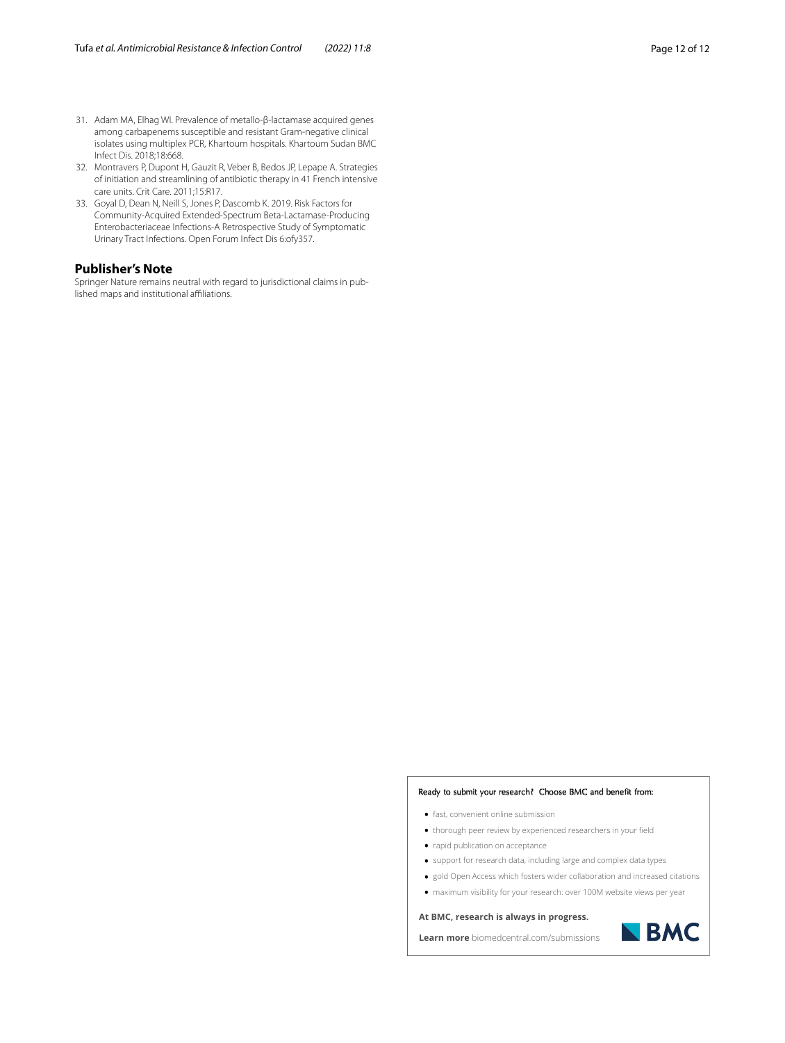31. Adam MA, Elhag WI. Prevalence of metallo-β-lactamase acquired genes among carbapenems susceptible and resistant Gram-negative clinical isolates using multiplex PCR, Khartoum hospitals. Khartoum Sudan BMC Infect Dis. 2018;18:668.
32. Montravers P, Dupont H, Gauzit R, Veber B, Bedos JP, Lepape A. Strategies of initiation and streamlining of antibiotic therapy in 41 French intensive care units. Crit Care. 2011;15:R17.
33. Goyal D, Dean N, Neill S, Jones P, Dascomb K. 2019. Risk Factors for Community-Acquired Extended-Spectrum Beta-Lactamase-Producing Enterobacteriaceae Infections-A Retrospective Study of Symptomatic Urinary Tract Infections. Open Forum Infect Dis 6:ofy357.

## Publisher's Note

Springer Nature remains neutral with regard to jurisdictional claims in published maps and institutional affiliations.

Ready to submit your research? Choose BMC and benefit from:

- fast, convenient online submission
- thorough peer review by experienced researchers in your field
- rapid publication on acceptance
- support for research data, including large and complex data types
- gold Open Access which fosters wider collaboration and increased citations
- maximum visibility for your research: over 100M website views per year

**At BMC, research is always in progress.**

**Learn more** biomedcentral.com/submissions

BMC